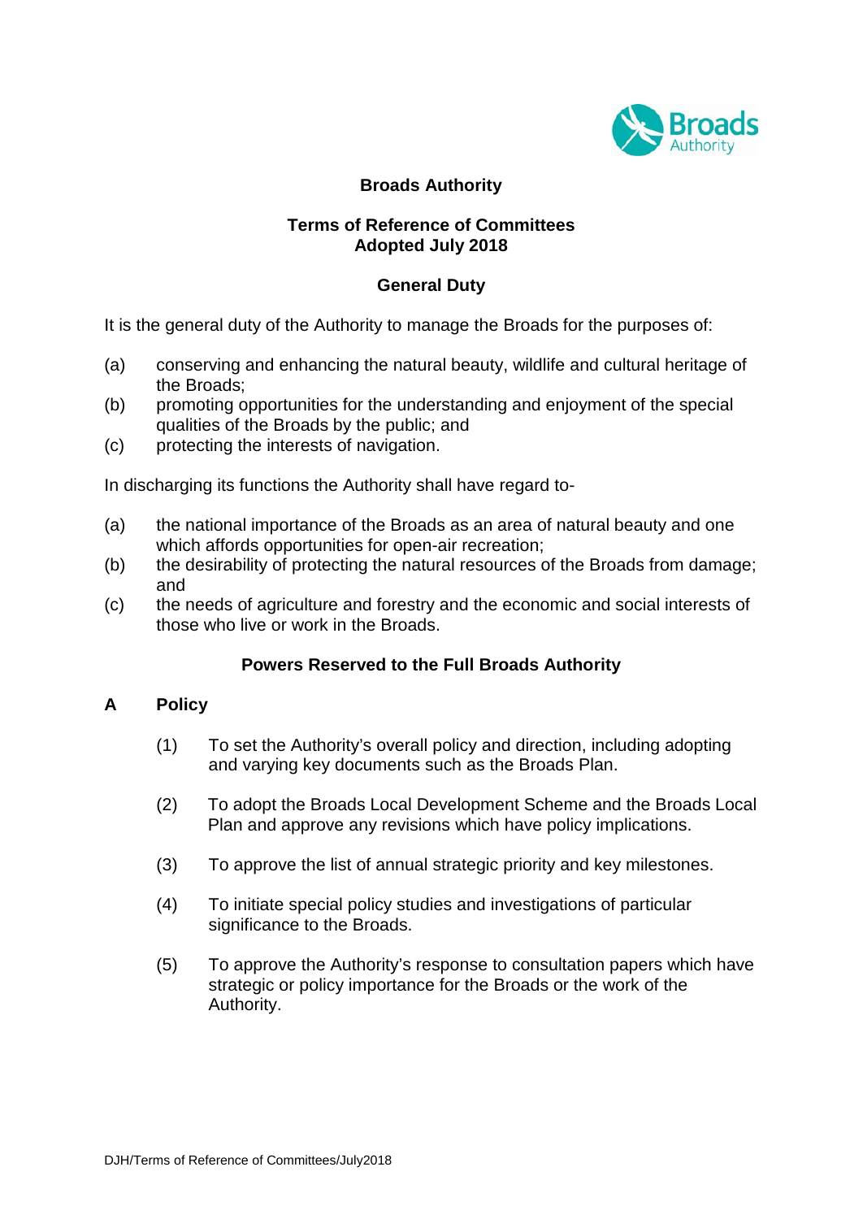# Broads Authority

## Terms of Reference of Committees
## Adopted July 2018

### General Duty

It is the general duty of the Authority to manage the Broads for the purposes of:

(a) conserving and enhancing the natural beauty, wildlife and cultural heritage of the Broads;
(b) promoting opportunities for the understanding and enjoyment of the special qualities of the Broads by the public; and
(c) protecting the interests of navigation.

In discharging its functions the Authority shall have regard to-

(a) the national importance of the Broads as an area of natural beauty and one which affords opportunities for open-air recreation;
(b) the desirability of protecting the natural resources of the Broads from damage; and
(c) the needs of agriculture and forestry and the economic and social interests of those who live or work in the Broads.

### Powers Reserved to the Full Broads Authority

**A Policy**

(1) To set the Authority's overall policy and direction, including adopting and varying key documents such as the Broads Plan.

(2) To adopt the Broads Local Development Scheme and the Broads Local Plan and approve any revisions which have policy implications.

(3) To approve the list of annual strategic priority and key milestones.

(4) To initiate special policy studies and investigations of particular significance to the Broads.

(5) To approve the Authority's response to consultation papers which have strategic or policy importance for the Broads or the work of the Authority.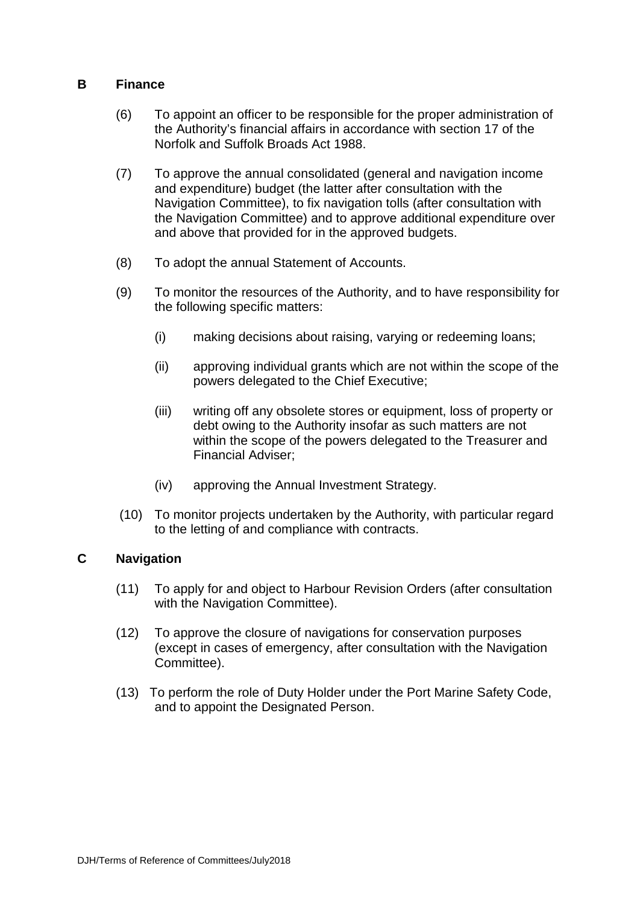## B Finance

(6) To appoint an officer to be responsible for the proper administration of the Authority's financial affairs in accordance with section 17 of the Norfolk and Suffolk Broads Act 1988.

(7) To approve the annual consolidated (general and navigation income and expenditure) budget (the latter after consultation with the Navigation Committee), to fix navigation tolls (after consultation with the Navigation Committee) and to approve additional expenditure over and above that provided for in the approved budgets.

(8) To adopt the annual Statement of Accounts.

(9) To monitor the resources of the Authority, and to have responsibility for the following specific matters:

- (i) making decisions about raising, varying or redeeming loans;
- (ii) approving individual grants which are not within the scope of the powers delegated to the Chief Executive;
- (iii) writing off any obsolete stores or equipment, loss of property or debt owing to the Authority insofar as such matters are not within the scope of the powers delegated to the Treasurer and Financial Adviser;
- (iv) approving the Annual Investment Strategy.

(10) To monitor projects undertaken by the Authority, with particular regard to the letting of and compliance with contracts.

## C Navigation

(11) To apply for and object to Harbour Revision Orders (after consultation with the Navigation Committee).

(12) To approve the closure of navigations for conservation purposes (except in cases of emergency, after consultation with the Navigation Committee).

(13) To perform the role of Duty Holder under the Port Marine Safety Code, and to appoint the Designated Person.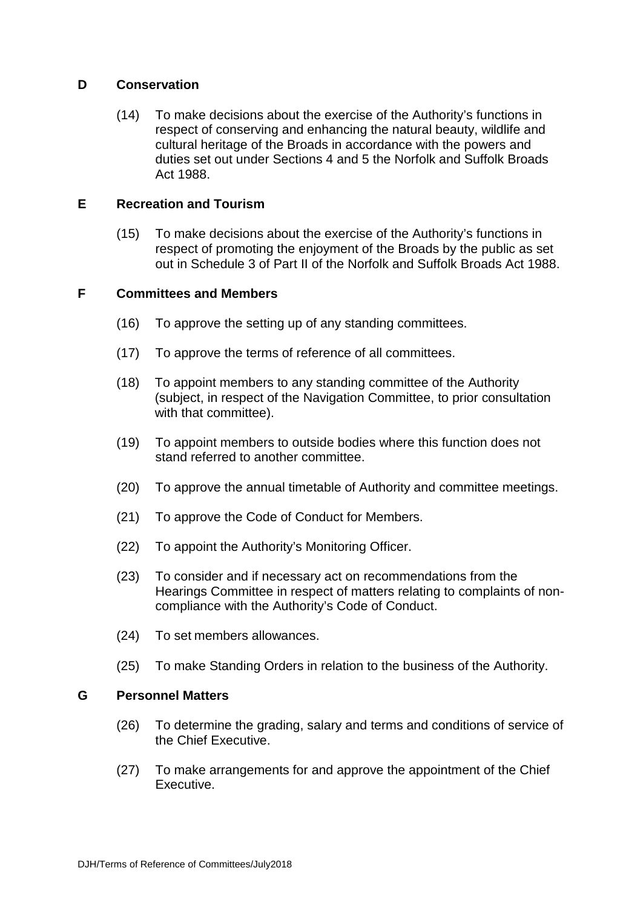## D Conservation

(14) To make decisions about the exercise of the Authority's functions in respect of conserving and enhancing the natural beauty, wildlife and cultural heritage of the Broads in accordance with the powers and duties set out under Sections 4 and 5 the Norfolk and Suffolk Broads Act 1988.

## E Recreation and Tourism

(15) To make decisions about the exercise of the Authority's functions in respect of promoting the enjoyment of the Broads by the public as set out in Schedule 3 of Part II of the Norfolk and Suffolk Broads Act 1988.

## F Committees and Members

(16) To approve the setting up of any standing committees.

(17) To approve the terms of reference of all committees.

(18) To appoint members to any standing committee of the Authority (subject, in respect of the Navigation Committee, to prior consultation with that committee).

(19) To appoint members to outside bodies where this function does not stand referred to another committee.

(20) To approve the annual timetable of Authority and committee meetings.

(21) To approve the Code of Conduct for Members.

(22) To appoint the Authority's Monitoring Officer.

(23) To consider and if necessary act on recommendations from the Hearings Committee in respect of matters relating to complaints of non-compliance with the Authority's Code of Conduct.

(24) To set members allowances.

(25) To make Standing Orders in relation to the business of the Authority.

## G Personnel Matters

(26) To determine the grading, salary and terms and conditions of service of the Chief Executive.

(27) To make arrangements for and approve the appointment of the Chief Executive.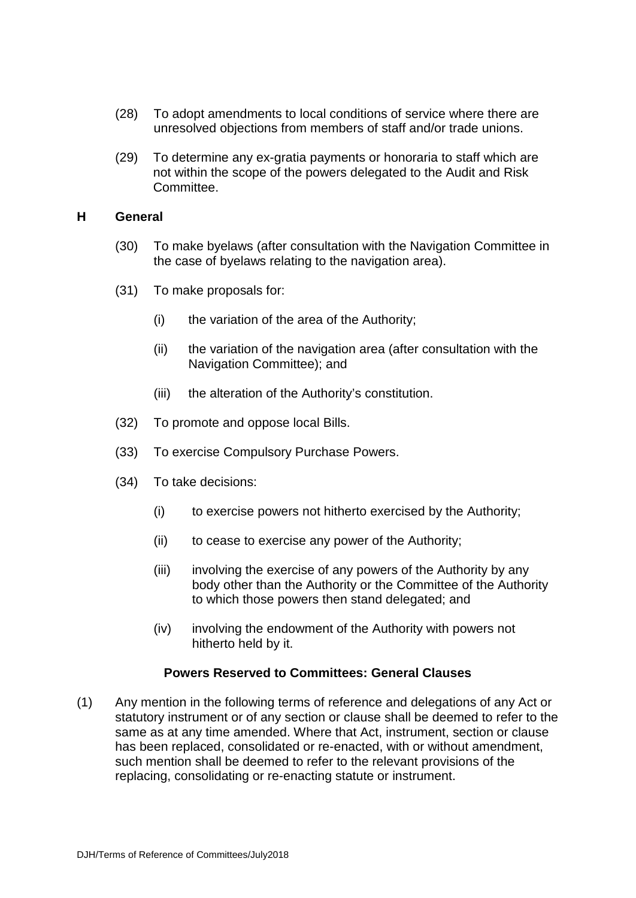(28) To adopt amendments to local conditions of service where there are unresolved objections from members of staff and/or trade unions.

(29) To determine any ex-gratia payments or honoraria to staff which are not within the scope of the powers delegated to the Audit and Risk Committee.

### H General

(30) To make byelaws (after consultation with the Navigation Committee in the case of byelaws relating to the navigation area).

(31) To make proposals for:

- (i) the variation of the area of the Authority;
- (ii) the variation of the navigation area (after consultation with the Navigation Committee); and
- (iii) the alteration of the Authority's constitution.

(32) To promote and oppose local Bills.

(33) To exercise Compulsory Purchase Powers.

(34) To take decisions:

- (i) to exercise powers not hitherto exercised by the Authority;
- (ii) to cease to exercise any power of the Authority;
- (iii) involving the exercise of any powers of the Authority by any body other than the Authority or the Committee of the Authority to which those powers then stand delegated; and
- (iv) involving the endowment of the Authority with powers not hitherto held by it.

## Powers Reserved to Committees: General Clauses

(1) Any mention in the following terms of reference and delegations of any Act or statutory instrument or of any section or clause shall be deemed to refer to the same as at any time amended. Where that Act, instrument, section or clause has been replaced, consolidated or re-enacted, with or without amendment, such mention shall be deemed to refer to the relevant provisions of the replacing, consolidating or re-enacting statute or instrument.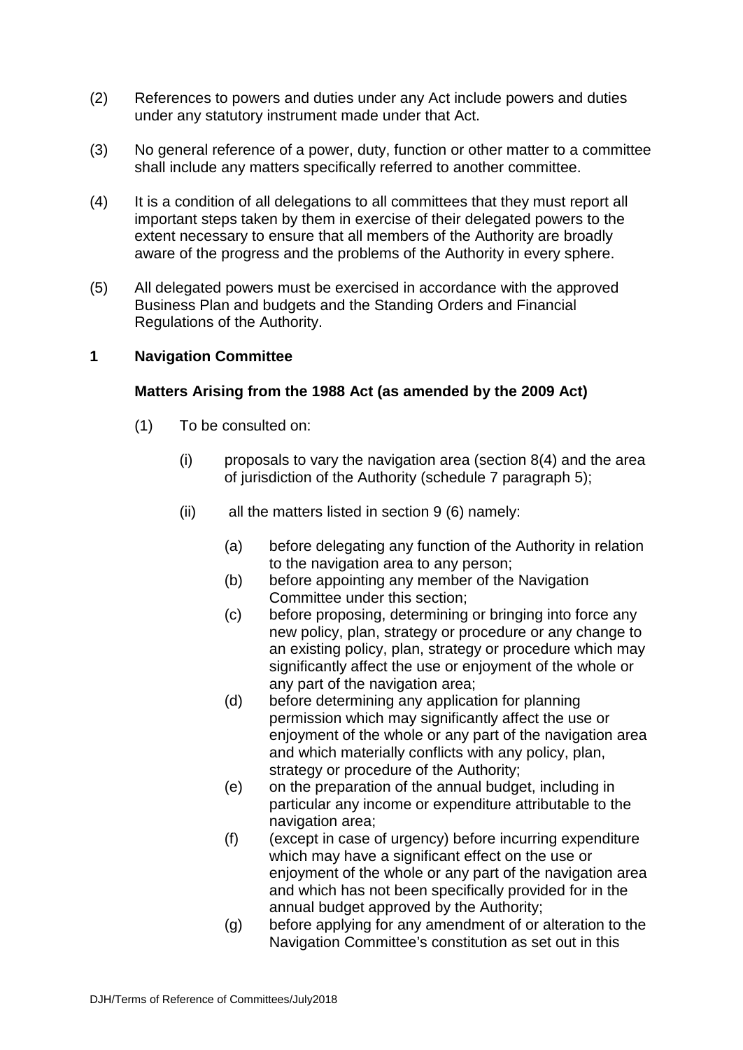(2) References to powers and duties under any Act include powers and duties under any statutory instrument made under that Act.

(3) No general reference of a power, duty, function or other matter to a committee shall include any matters specifically referred to another committee.

(4) It is a condition of all delegations to all committees that they must report all important steps taken by them in exercise of their delegated powers to the extent necessary to ensure that all members of the Authority are broadly aware of the progress and the problems of the Authority in every sphere.

(5) All delegated powers must be exercised in accordance with the approved Business Plan and budgets and the Standing Orders and Financial Regulations of the Authority.

## 1 Navigation Committee

### Matters Arising from the 1988 Act (as amended by the 2009 Act)

(1) To be consulted on:

(i) proposals to vary the navigation area (section 8(4) and the area of jurisdiction of the Authority (schedule 7 paragraph 5);

(ii) all the matters listed in section 9 (6) namely:

(a) before delegating any function of the Authority in relation to the navigation area to any person;
(b) before appointing any member of the Navigation Committee under this section;
(c) before proposing, determining or bringing into force any new policy, plan, strategy or procedure or any change to an existing policy, plan, strategy or procedure which may significantly affect the use or enjoyment of the whole or any part of the navigation area;
(d) before determining any application for planning permission which may significantly affect the use or enjoyment of the whole or any part of the navigation area and which materially conflicts with any policy, plan, strategy or procedure of the Authority;
(e) on the preparation of the annual budget, including in particular any income or expenditure attributable to the navigation area;
(f) (except in case of urgency) before incurring expenditure which may have a significant effect on the use or enjoyment of the whole or any part of the navigation area and which has not been specifically provided for in the annual budget approved by the Authority;
(g) before applying for any amendment of or alteration to the Navigation Committee's constitution as set out in this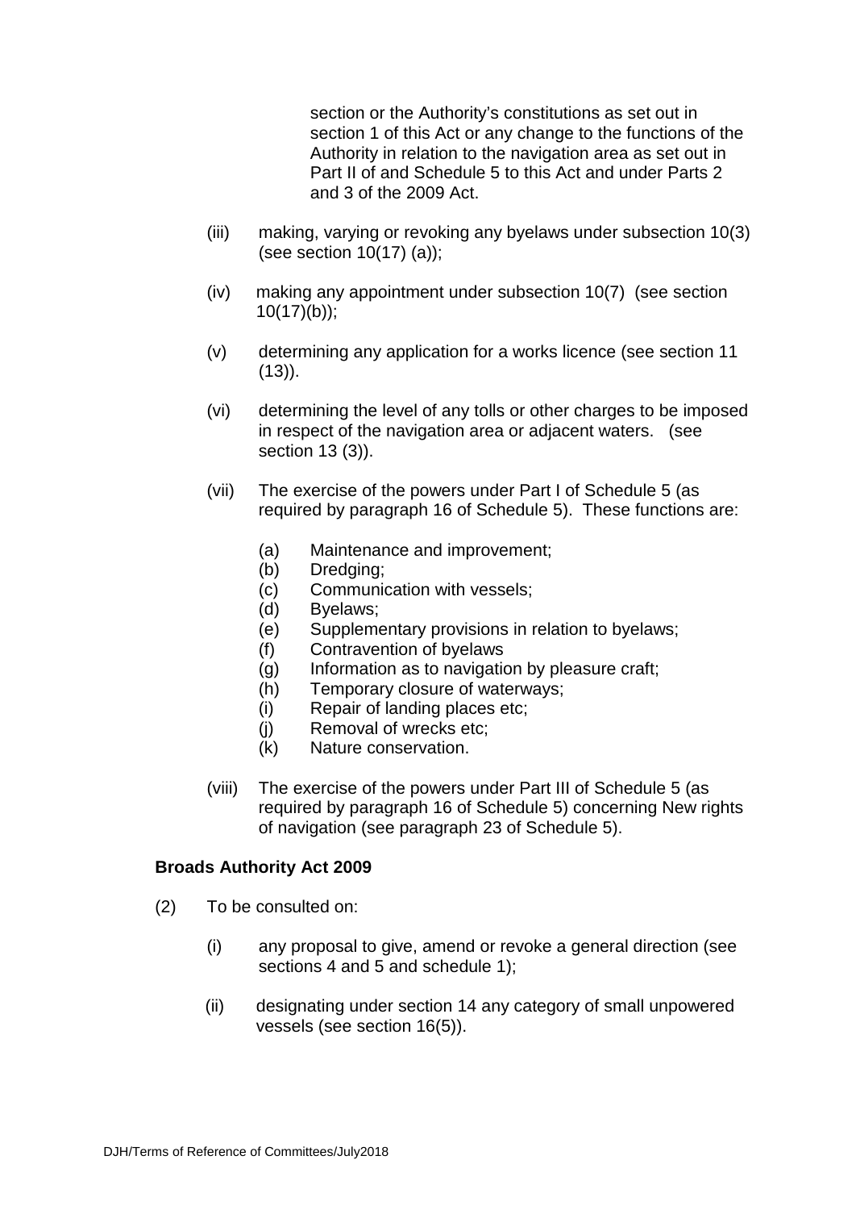section or the Authority's constitutions as set out in section 1 of this Act or any change to the functions of the Authority in relation to the navigation area as set out in Part II of and Schedule 5 to this Act and under Parts 2 and 3 of the 2009 Act.

(iii) making, varying or revoking any byelaws under subsection 10(3) (see section 10(17) (a));

(iv) making any appointment under subsection 10(7) (see section 10(17)(b));

(v) determining any application for a works licence (see section 11 (13)).

(vi) determining the level of any tolls or other charges to be imposed in respect of the navigation area or adjacent waters. (see section 13 (3)).

(vii) The exercise of the powers under Part I of Schedule 5 (as required by paragraph 16 of Schedule 5). These functions are:

- (a) Maintenance and improvement;
- (b) Dredging;
- (c) Communication with vessels;
- (d) Byelaws;
- (e) Supplementary provisions in relation to byelaws;
- (f) Contravention of byelaws
- (g) Information as to navigation by pleasure craft;
- (h) Temporary closure of waterways;
- (i) Repair of landing places etc;
- (j) Removal of wrecks etc;
- (k) Nature conservation.

(viii) The exercise of the powers under Part III of Schedule 5 (as required by paragraph 16 of Schedule 5) concerning New rights of navigation (see paragraph 23 of Schedule 5).

**Broads Authority Act 2009**

(2) To be consulted on:

(i) any proposal to give, amend or revoke a general direction (see sections 4 and 5 and schedule 1);

(ii) designating under section 14 any category of small unpowered vessels (see section 16(5)).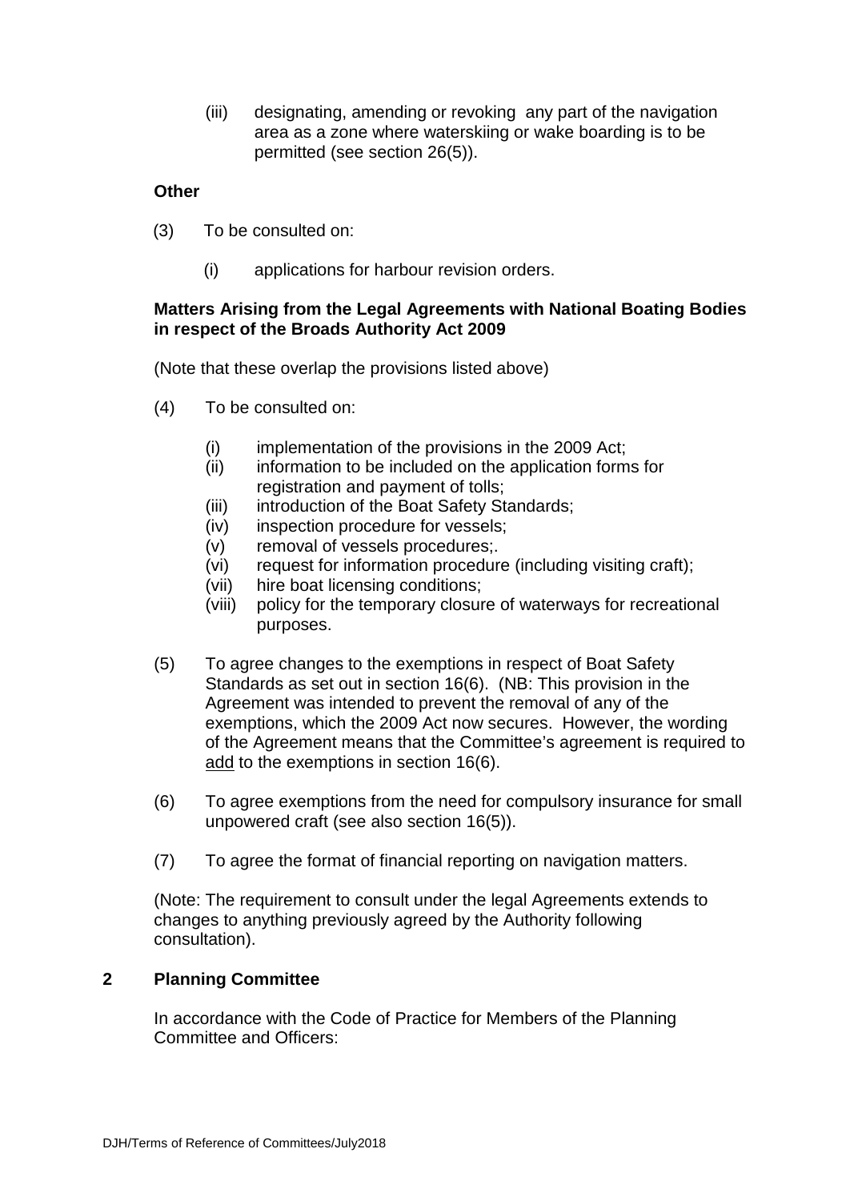(iii) designating, amending or revoking any part of the navigation area as a zone where waterskiing or wake boarding is to be permitted (see section 26(5)).

**Other**

(3) To be consulted on:

(i) applications for harbour revision orders.

**Matters Arising from the Legal Agreements with National Boating Bodies in respect of the Broads Authority Act 2009**

(Note that these overlap the provisions listed above)

(4) To be consulted on:

(i) implementation of the provisions in the 2009 Act;
(ii) information to be included on the application forms for registration and payment of tolls;
(iii) introduction of the Boat Safety Standards;
(iv) inspection procedure for vessels;
(v) removal of vessels procedures;.
(vi) request for information procedure (including visiting craft);
(vii) hire boat licensing conditions;
(viii) policy for the temporary closure of waterways for recreational purposes.

(5) To agree changes to the exemptions in respect of Boat Safety Standards as set out in section 16(6). (NB: This provision in the Agreement was intended to prevent the removal of any of the exemptions, which the 2009 Act now secures. However, the wording of the Agreement means that the Committee's agreement is required to <u>add</u> to the exemptions in section 16(6).

(6) To agree exemptions from the need for compulsory insurance for small unpowered craft (see also section 16(5)).

(7) To agree the format of financial reporting on navigation matters.

(Note: The requirement to consult under the legal Agreements extends to changes to anything previously agreed by the Authority following consultation).

## 2 Planning Committee

In accordance with the Code of Practice for Members of the Planning Committee and Officers: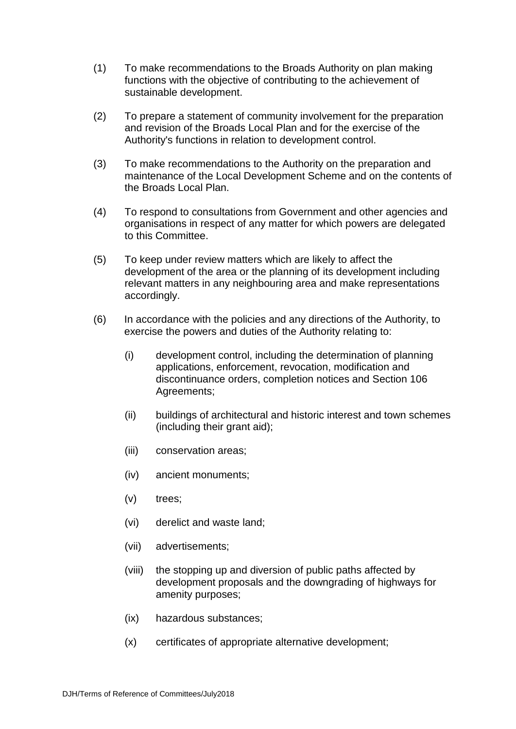(1) To make recommendations to the Broads Authority on plan making functions with the objective of contributing to the achievement of sustainable development.

(2) To prepare a statement of community involvement for the preparation and revision of the Broads Local Plan and for the exercise of the Authority's functions in relation to development control.

(3) To make recommendations to the Authority on the preparation and maintenance of the Local Development Scheme and on the contents of the Broads Local Plan.

(4) To respond to consultations from Government and other agencies and organisations in respect of any matter for which powers are delegated to this Committee.

(5) To keep under review matters which are likely to affect the development of the area or the planning of its development including relevant matters in any neighbouring area and make representations accordingly.

(6) In accordance with the policies and any directions of the Authority, to exercise the powers and duties of the Authority relating to:

- (i) development control, including the determination of planning applications, enforcement, revocation, modification and discontinuance orders, completion notices and Section 106 Agreements;
- (ii) buildings of architectural and historic interest and town schemes (including their grant aid);
- (iii) conservation areas;
- (iv) ancient monuments;
- (v) trees;
- (vi) derelict and waste land;
- (vii) advertisements;
- (viii) the stopping up and diversion of public paths affected by development proposals and the downgrading of highways for amenity purposes;
- (ix) hazardous substances;
- (x) certificates of appropriate alternative development;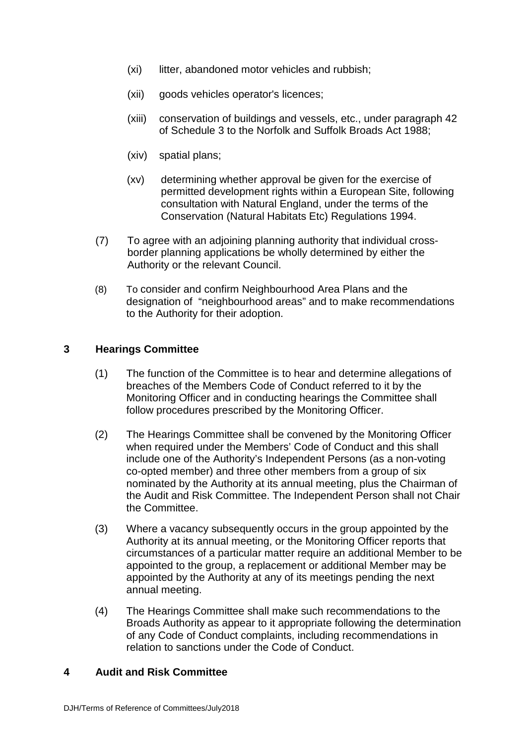(xi) litter, abandoned motor vehicles and rubbish;

(xii) goods vehicles operator's licences;

(xiii) conservation of buildings and vessels, etc., under paragraph 42 of Schedule 3 to the Norfolk and Suffolk Broads Act 1988;

(xiv) spatial plans;

(xv) determining whether approval be given for the exercise of permitted development rights within a European Site, following consultation with Natural England, under the terms of the Conservation (Natural Habitats Etc) Regulations 1994.

(7) To agree with an adjoining planning authority that individual cross-border planning applications be wholly determined by either the Authority or the relevant Council.

(8) To consider and confirm Neighbourhood Area Plans and the designation of "neighbourhood areas" and to make recommendations to the Authority for their adoption.

## 3 Hearings Committee

(1) The function of the Committee is to hear and determine allegations of breaches of the Members Code of Conduct referred to it by the Monitoring Officer and in conducting hearings the Committee shall follow procedures prescribed by the Monitoring Officer.

(2) The Hearings Committee shall be convened by the Monitoring Officer when required under the Members' Code of Conduct and this shall include one of the Authority's Independent Persons (as a non-voting co-opted member) and three other members from a group of six nominated by the Authority at its annual meeting, plus the Chairman of the Audit and Risk Committee. The Independent Person shall not Chair the Committee.

(3) Where a vacancy subsequently occurs in the group appointed by the Authority at its annual meeting, or the Monitoring Officer reports that circumstances of a particular matter require an additional Member to be appointed to the group, a replacement or additional Member may be appointed by the Authority at any of its meetings pending the next annual meeting.

(4) The Hearings Committee shall make such recommendations to the Broads Authority as appear to it appropriate following the determination of any Code of Conduct complaints, including recommendations in relation to sanctions under the Code of Conduct.

## 4 Audit and Risk Committee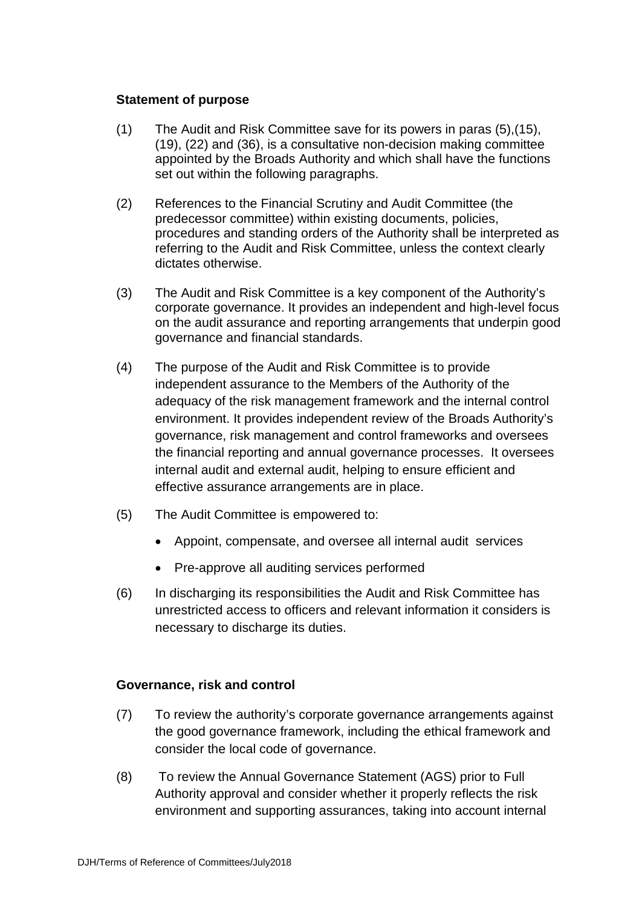**Statement of purpose**

(1) The Audit and Risk Committee save for its powers in paras (5),(15), (19), (22) and (36), is a consultative non-decision making committee appointed by the Broads Authority and which shall have the functions set out within the following paragraphs.

(2) References to the Financial Scrutiny and Audit Committee (the predecessor committee) within existing documents, policies, procedures and standing orders of the Authority shall be interpreted as referring to the Audit and Risk Committee, unless the context clearly dictates otherwise.

(3) The Audit and Risk Committee is a key component of the Authority's corporate governance. It provides an independent and high-level focus on the audit assurance and reporting arrangements that underpin good governance and financial standards.

(4) The purpose of the Audit and Risk Committee is to provide independent assurance to the Members of the Authority of the adequacy of the risk management framework and the internal control environment. It provides independent review of the Broads Authority's governance, risk management and control frameworks and oversees the financial reporting and annual governance processes. It oversees internal audit and external audit, helping to ensure efficient and effective assurance arrangements are in place.

(5) The Audit Committee is empowered to:

- Appoint, compensate, and oversee all internal audit services
- Pre-approve all auditing services performed

(6) In discharging its responsibilities the Audit and Risk Committee has unrestricted access to officers and relevant information it considers is necessary to discharge its duties.

**Governance, risk and control**

(7) To review the authority's corporate governance arrangements against the good governance framework, including the ethical framework and consider the local code of governance.

(8) To review the Annual Governance Statement (AGS) prior to Full Authority approval and consider whether it properly reflects the risk environment and supporting assurances, taking into account internal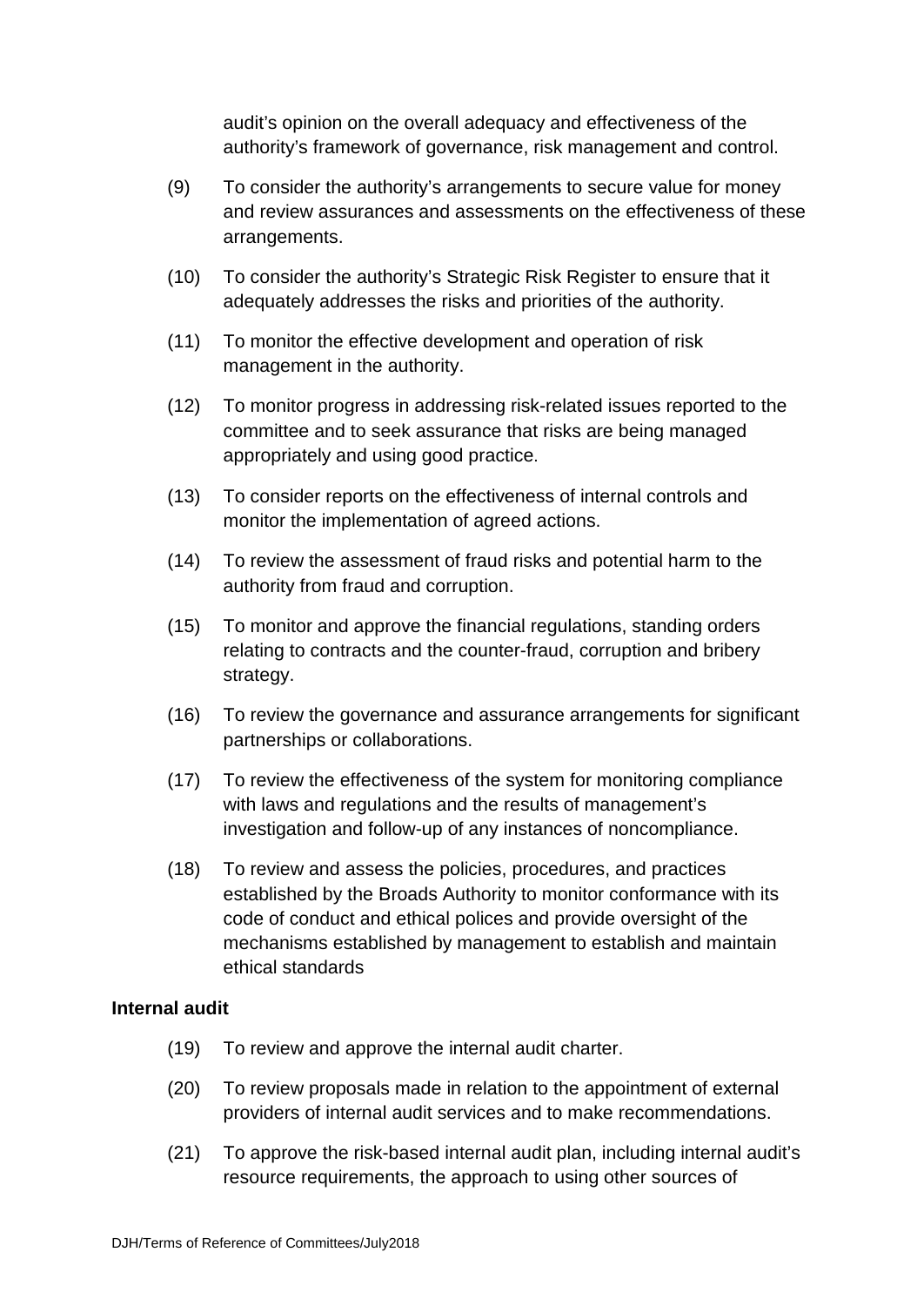audit's opinion on the overall adequacy and effectiveness of the authority's framework of governance, risk management and control.

(9) To consider the authority's arrangements to secure value for money and review assurances and assessments on the effectiveness of these arrangements.

(10) To consider the authority's Strategic Risk Register to ensure that it adequately addresses the risks and priorities of the authority.

(11) To monitor the effective development and operation of risk management in the authority.

(12) To monitor progress in addressing risk-related issues reported to the committee and to seek assurance that risks are being managed appropriately and using good practice.

(13) To consider reports on the effectiveness of internal controls and monitor the implementation of agreed actions.

(14) To review the assessment of fraud risks and potential harm to the authority from fraud and corruption.

(15) To monitor and approve the financial regulations, standing orders relating to contracts and the counter-fraud, corruption and bribery strategy.

(16) To review the governance and assurance arrangements for significant partnerships or collaborations.

(17) To review the effectiveness of the system for monitoring compliance with laws and regulations and the results of management's investigation and follow-up of any instances of noncompliance.

(18) To review and assess the policies, procedures, and practices established by the Broads Authority to monitor conformance with its code of conduct and ethical polices and provide oversight of the mechanisms established by management to establish and maintain ethical standards

**Internal audit**

(19) To review and approve the internal audit charter.

(20) To review proposals made in relation to the appointment of external providers of internal audit services and to make recommendations.

(21) To approve the risk-based internal audit plan, including internal audit's resource requirements, the approach to using other sources of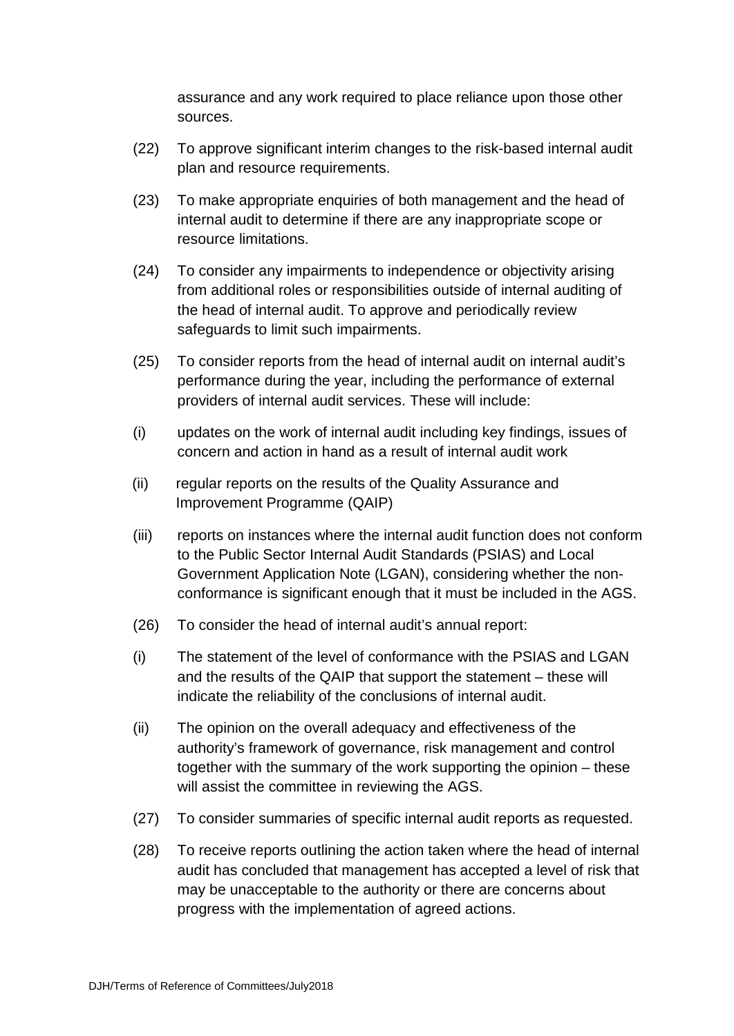assurance and any work required to place reliance upon those other sources.

(22) To approve significant interim changes to the risk-based internal audit plan and resource requirements.

(23) To make appropriate enquiries of both management and the head of internal audit to determine if there are any inappropriate scope or resource limitations.

(24) To consider any impairments to independence or objectivity arising from additional roles or responsibilities outside of internal auditing of the head of internal audit. To approve and periodically review safeguards to limit such impairments.

(25) To consider reports from the head of internal audit on internal audit's performance during the year, including the performance of external providers of internal audit services. These will include:

(i) updates on the work of internal audit including key findings, issues of concern and action in hand as a result of internal audit work

(ii) regular reports on the results of the Quality Assurance and Improvement Programme (QAIP)

(iii) reports on instances where the internal audit function does not conform to the Public Sector Internal Audit Standards (PSIAS) and Local Government Application Note (LGAN), considering whether the non-conformance is significant enough that it must be included in the AGS.

(26) To consider the head of internal audit's annual report:

(i) The statement of the level of conformance with the PSIAS and LGAN and the results of the QAIP that support the statement – these will indicate the reliability of the conclusions of internal audit.

(ii) The opinion on the overall adequacy and effectiveness of the authority's framework of governance, risk management and control together with the summary of the work supporting the opinion – these will assist the committee in reviewing the AGS.

(27) To consider summaries of specific internal audit reports as requested.

(28) To receive reports outlining the action taken where the head of internal audit has concluded that management has accepted a level of risk that may be unacceptable to the authority or there are concerns about progress with the implementation of agreed actions.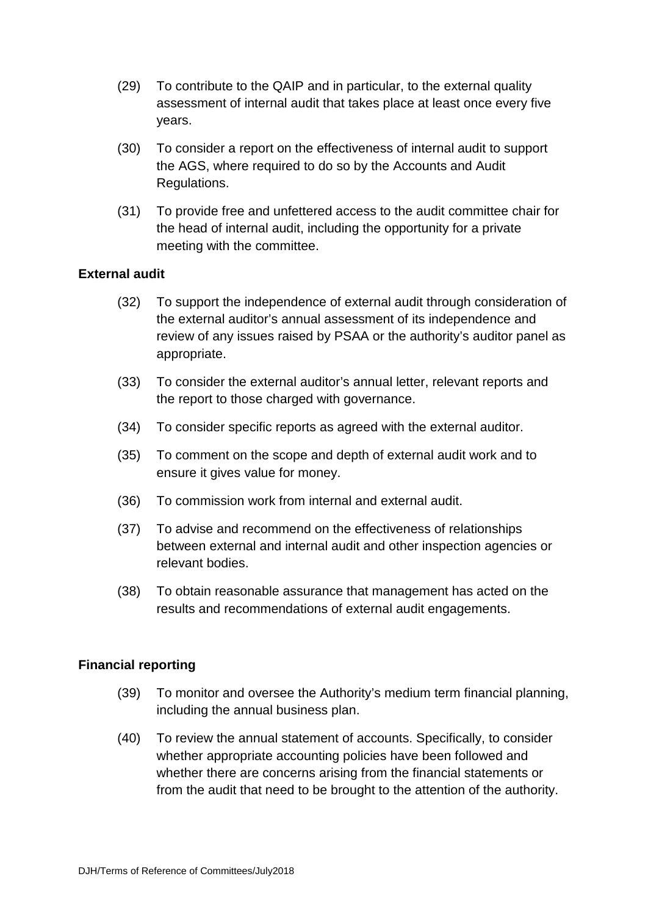(29) To contribute to the QAIP and in particular, to the external quality assessment of internal audit that takes place at least once every five years.

(30) To consider a report on the effectiveness of internal audit to support the AGS, where required to do so by the Accounts and Audit Regulations.

(31) To provide free and unfettered access to the audit committee chair for the head of internal audit, including the opportunity for a private meeting with the committee.

**External audit**

(32) To support the independence of external audit through consideration of the external auditor's annual assessment of its independence and review of any issues raised by PSAA or the authority's auditor panel as appropriate.

(33) To consider the external auditor's annual letter, relevant reports and the report to those charged with governance.

(34) To consider specific reports as agreed with the external auditor.

(35) To comment on the scope and depth of external audit work and to ensure it gives value for money.

(36) To commission work from internal and external audit.

(37) To advise and recommend on the effectiveness of relationships between external and internal audit and other inspection agencies or relevant bodies.

(38) To obtain reasonable assurance that management has acted on the results and recommendations of external audit engagements.

**Financial reporting**

(39) To monitor and oversee the Authority's medium term financial planning, including the annual business plan.

(40) To review the annual statement of accounts. Specifically, to consider whether appropriate accounting policies have been followed and whether there are concerns arising from the financial statements or from the audit that need to be brought to the attention of the authority.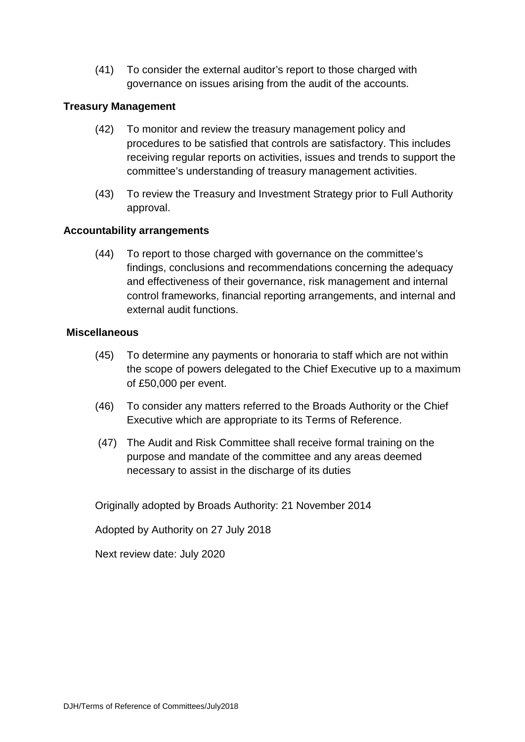(41) To consider the external auditor's report to those charged with governance on issues arising from the audit of the accounts.

**Treasury Management**

(42) To monitor and review the treasury management policy and procedures to be satisfied that controls are satisfactory. This includes receiving regular reports on activities, issues and trends to support the committee's understanding of treasury management activities.

(43) To review the Treasury and Investment Strategy prior to Full Authority approval.

**Accountability arrangements**

(44) To report to those charged with governance on the committee's findings, conclusions and recommendations concerning the adequacy and effectiveness of their governance, risk management and internal control frameworks, financial reporting arrangements, and internal and external audit functions.

**Miscellaneous**

(45) To determine any payments or honoraria to staff which are not within the scope of powers delegated to the Chief Executive up to a maximum of £50,000 per event.

(46) To consider any matters referred to the Broads Authority or the Chief Executive which are appropriate to its Terms of Reference.

(47) The Audit and Risk Committee shall receive formal training on the purpose and mandate of the committee and any areas deemed necessary to assist in the discharge of its duties

Originally adopted by Broads Authority: 21 November 2014

Adopted by Authority on 27 July 2018

Next review date: July 2020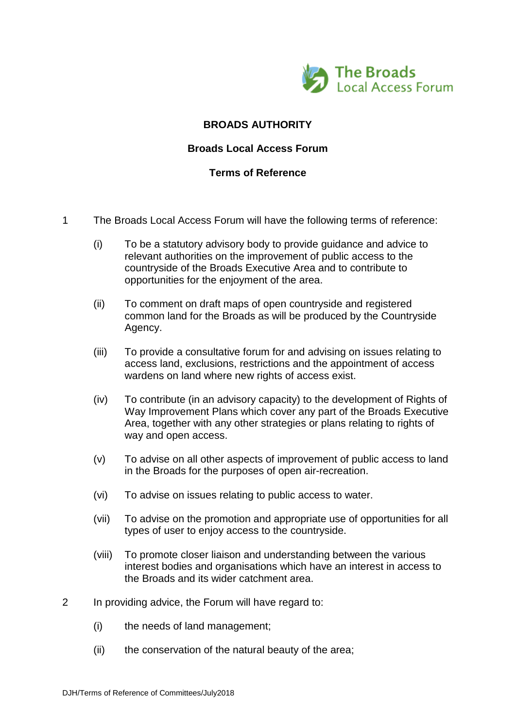The Broads Local Access Forum

**BROADS AUTHORITY**

**Broads Local Access Forum**

**Terms of Reference**

1 The Broads Local Access Forum will have the following terms of reference:

(i) To be a statutory advisory body to provide guidance and advice to relevant authorities on the improvement of public access to the countryside of the Broads Executive Area and to contribute to opportunities for the enjoyment of the area.

(ii) To comment on draft maps of open countryside and registered common land for the Broads as will be produced by the Countryside Agency.

(iii) To provide a consultative forum for and advising on issues relating to access land, exclusions, restrictions and the appointment of access wardens on land where new rights of access exist.

(iv) To contribute (in an advisory capacity) to the development of Rights of Way Improvement Plans which cover any part of the Broads Executive Area, together with any other strategies or plans relating to rights of way and open access.

(v) To advise on all other aspects of improvement of public access to land in the Broads for the purposes of open air-recreation.

(vi) To advise on issues relating to public access to water.

(vii) To advise on the promotion and appropriate use of opportunities for all types of user to enjoy access to the countryside.

(viii) To promote closer liaison and understanding between the various interest bodies and organisations which have an interest in access to the Broads and its wider catchment area.

2 In providing advice, the Forum will have regard to:

(i) the needs of land management;

(ii) the conservation of the natural beauty of the area;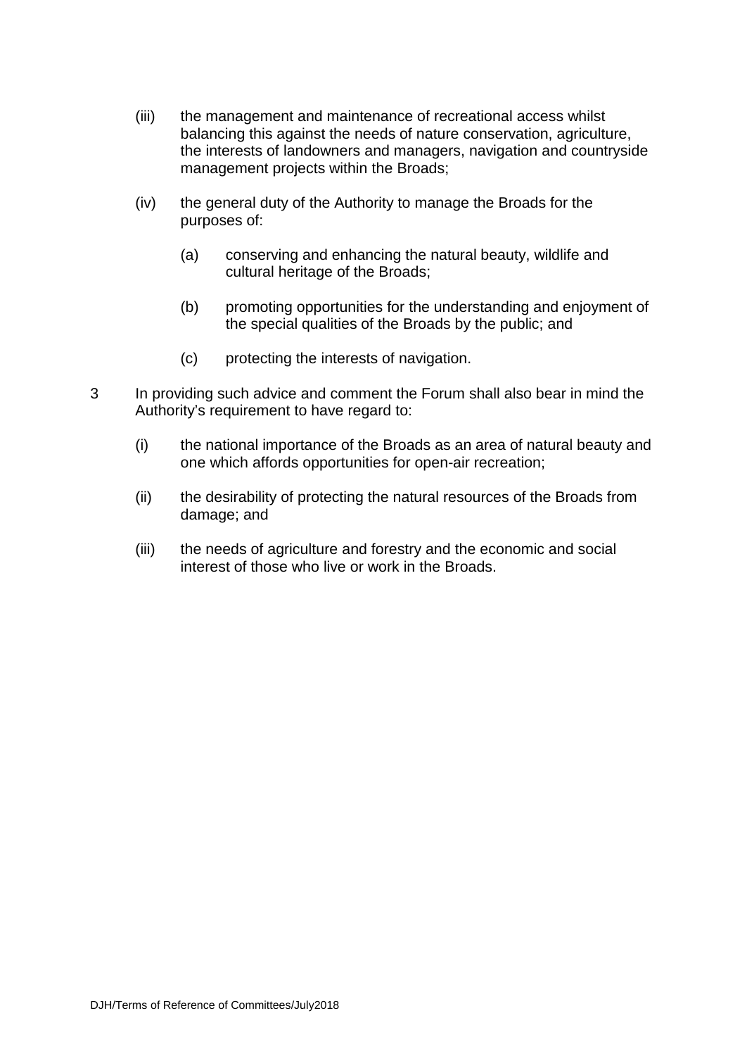(iii) the management and maintenance of recreational access whilst balancing this against the needs of nature conservation, agriculture, the interests of landowners and managers, navigation and countryside management projects within the Broads;

(iv) the general duty of the Authority to manage the Broads for the purposes of:

   (a) conserving and enhancing the natural beauty, wildlife and cultural heritage of the Broads;

   (b) promoting opportunities for the understanding and enjoyment of the special qualities of the Broads by the public; and

   (c) protecting the interests of navigation.

3 In providing such advice and comment the Forum shall also bear in mind the Authority's requirement to have regard to:

   (i) the national importance of the Broads as an area of natural beauty and one which affords opportunities for open-air recreation;

   (ii) the desirability of protecting the natural resources of the Broads from damage; and

   (iii) the needs of agriculture and forestry and the economic and social interest of those who live or work in the Broads.